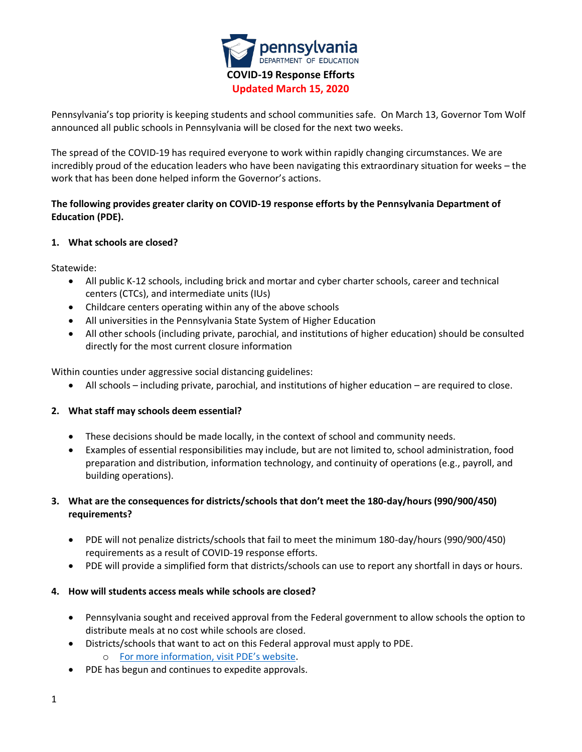# COVID-19 Response Efforts

**Updated March 15, 2020**

Pennsylvania's top priority is keeping students and school communities safe. On March 13, Governor Tom Wolf announced all public schools in Pennsylvania will be closed for the next two weeks.

The spread of the COVID-19 has required everyone to work within rapidly changing circumstances. We are incredibly proud of the education leaders who have been navigating this extraordinary situation for weeks – the work that has been done helped inform the Governor's actions.

**The following provides greater clarity on COVID-19 response efforts by the Pennsylvania Department of Education (PDE).**

## 1. What schools are closed?

Statewide:

- All public K-12 schools, including brick and mortar and cyber charter schools, career and technical centers (CTCs), and intermediate units (IUs)
- Childcare centers operating within any of the above schools
- All universities in the Pennsylvania State System of Higher Education
- All other schools (including private, parochial, and institutions of higher education) should be consulted directly for the most current closure information

Within counties under aggressive social distancing guidelines:

- All schools – including private, parochial, and institutions of higher education – are required to close.

## 2. What staff may schools deem essential?

- These decisions should be made locally, in the context of school and community needs.
- Examples of essential responsibilities may include, but are not limited to, school administration, food preparation and distribution, information technology, and continuity of operations (e.g., payroll, and building operations).

## 3. What are the consequences for districts/schools that don't meet the 180-day/hours (990/900/450) requirements?

- PDE will not penalize districts/schools that fail to meet the minimum 180-day/hours (990/900/450) requirements as a result of COVID-19 response efforts.
- PDE will provide a simplified form that districts/schools can use to report any shortfall in days or hours.

## 4. How will students access meals while schools are closed?

- Pennsylvania sought and received approval from the Federal government to allow schools the option to distribute meals at no cost while schools are closed.
- Districts/schools that want to act on this Federal approval must apply to PDE.
  - For more information, visit PDE's website.
- PDE has begun and continues to expedite approvals.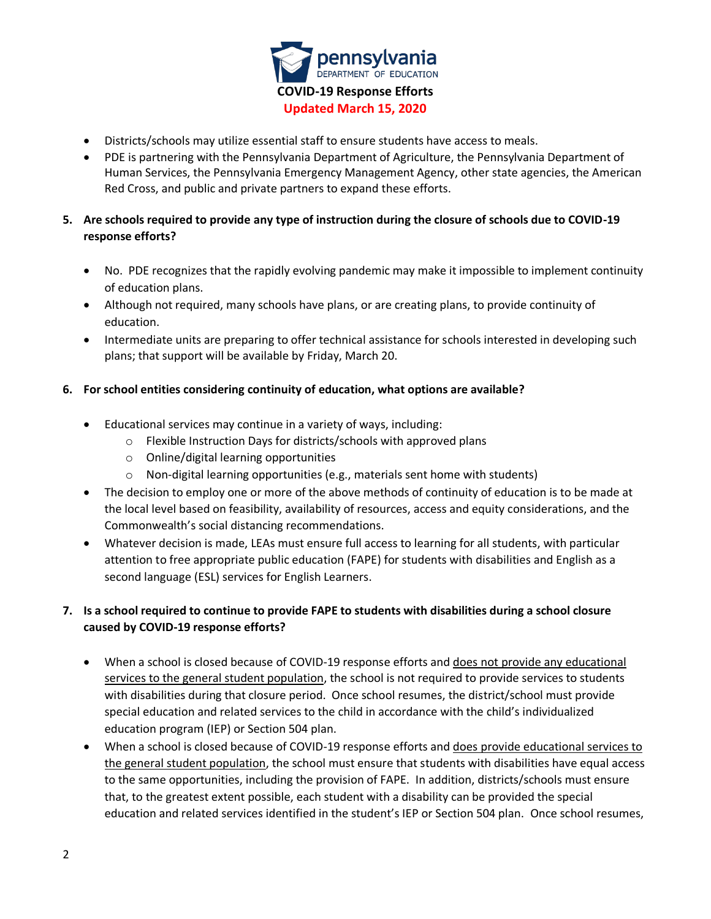- Districts/schools may utilize essential staff to ensure students have access to meals.
- PDE is partnering with the Pennsylvania Department of Agriculture, the Pennsylvania Department of Human Services, the Pennsylvania Emergency Management Agency, other state agencies, the American Red Cross, and public and private partners to expand these efforts.

**5. Are schools required to provide any type of instruction during the closure of schools due to COVID-19 response efforts?**

- No. PDE recognizes that the rapidly evolving pandemic may make it impossible to implement continuity of education plans.
- Although not required, many schools have plans, or are creating plans, to provide continuity of education.
- Intermediate units are preparing to offer technical assistance for schools interested in developing such plans; that support will be available by Friday, March 20.

**6. For school entities considering continuity of education, what options are available?**

- Educational services may continue in a variety of ways, including:
  - Flexible Instruction Days for districts/schools with approved plans
  - Online/digital learning opportunities
  - Non-digital learning opportunities (e.g., materials sent home with students)
- The decision to employ one or more of the above methods of continuity of education is to be made at the local level based on feasibility, availability of resources, access and equity considerations, and the Commonwealth's social distancing recommendations.
- Whatever decision is made, LEAs must ensure full access to learning for all students, with particular attention to free appropriate public education (FAPE) for students with disabilities and English as a second language (ESL) services for English Learners.

**7. Is a school required to continue to provide FAPE to students with disabilities during a school closure caused by COVID-19 response efforts?**

- When a school is closed because of COVID-19 response efforts and does not provide any educational services to the general student population, the school is not required to provide services to students with disabilities during that closure period. Once school resumes, the district/school must provide special education and related services to the child in accordance with the child's individualized education program (IEP) or Section 504 plan.
- When a school is closed because of COVID-19 response efforts and does provide educational services to the general student population, the school must ensure that students with disabilities have equal access to the same opportunities, including the provision of FAPE. In addition, districts/schools must ensure that, to the greatest extent possible, each student with a disability can be provided the special education and related services identified in the student's IEP or Section 504 plan. Once school resumes,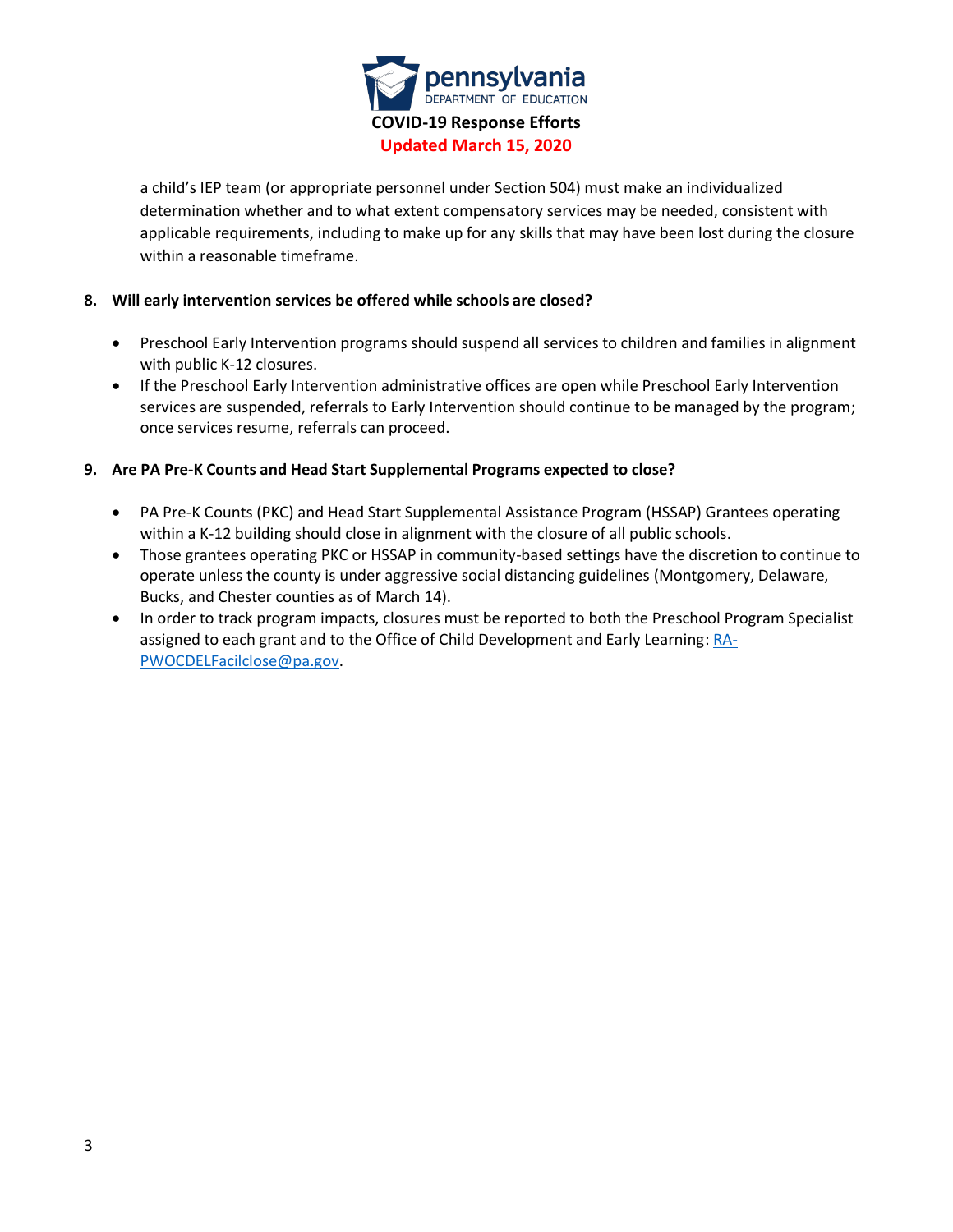a child's IEP team (or appropriate personnel under Section 504) must make an individualized determination whether and to what extent compensatory services may be needed, consistent with applicable requirements, including to make up for any skills that may have been lost during the closure within a reasonable timeframe.

**8. Will early intervention services be offered while schools are closed?**

- Preschool Early Intervention programs should suspend all services to children and families in alignment with public K-12 closures.
- If the Preschool Early Intervention administrative offices are open while Preschool Early Intervention services are suspended, referrals to Early Intervention should continue to be managed by the program; once services resume, referrals can proceed.

**9. Are PA Pre-K Counts and Head Start Supplemental Programs expected to close?**

- PA Pre-K Counts (PKC) and Head Start Supplemental Assistance Program (HSSAP) Grantees operating within a K-12 building should close in alignment with the closure of all public schools.
- Those grantees operating PKC or HSSAP in community-based settings have the discretion to continue to operate unless the county is under aggressive social distancing guidelines (Montgomery, Delaware, Bucks, and Chester counties as of March 14).
- In order to track program impacts, closures must be reported to both the Preschool Program Specialist assigned to each grant and to the Office of Child Development and Early Learning: [RA-PWOCDELFacilclose@pa.gov](mailto:RA-PWOCDELFacilclose@pa.gov).